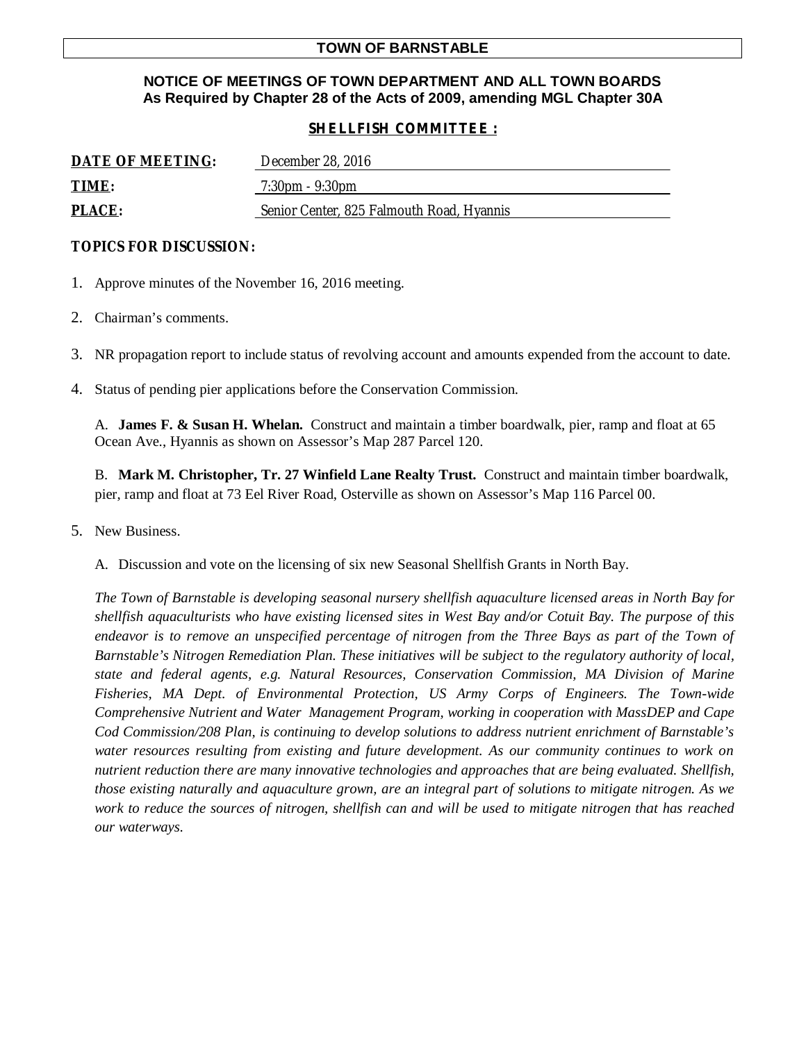# TOWN OF BARNSTABLE

## NOTICE OF MEETINGS OF TOWN DEPARTMENT AND ALL TOWN BOARDS
### As Required by Chapter 28 of the Acts of 2009, amending MGL Chapter 30A

### SHELLFISH COMMITTEE :

**DATE OF MEETING:** December 28, 2016

**TIME:** 7:30pm - 9:30pm

**PLACE:** Senior Center, 825 Falmouth Road, Hyannis

**TOPICS FOR DISCUSSION:**

1. Approve minutes of the November 16, 2016 meeting.

2. Chairman's comments.

3. NR propagation report to include status of revolving account and amounts expended from the account to date.

4. Status of pending pier applications before the Conservation Commission.

   A. **James F. & Susan H. Whelan.** Construct and maintain a timber boardwalk, pier, ramp and float at 65 Ocean Ave., Hyannis as shown on Assessor's Map 287 Parcel 120.

   B. **Mark M. Christopher, Tr. 27 Winfield Lane Realty Trust.** Construct and maintain timber boardwalk, pier, ramp and float at 73 Eel River Road, Osterville as shown on Assessor's Map 116 Parcel 00.

5. New Business.

   A. Discussion and vote on the licensing of six new Seasonal Shellfish Grants in North Bay.

   *The Town of Barnstable is developing seasonal nursery shellfish aquaculture licensed areas in North Bay for shellfish aquaculturists who have existing licensed sites in West Bay and/or Cotuit Bay. The purpose of this endeavor is to remove an unspecified percentage of nitrogen from the Three Bays as part of the Town of Barnstable's Nitrogen Remediation Plan. These initiatives will be subject to the regulatory authority of local, state and federal agents, e.g. Natural Resources, Conservation Commission, MA Division of Marine Fisheries, MA Dept. of Environmental Protection, US Army Corps of Engineers. The Town-wide Comprehensive Nutrient and Water Management Program, working in cooperation with MassDEP and Cape Cod Commission/208 Plan, is continuing to develop solutions to address nutrient enrichment of Barnstable's water resources resulting from existing and future development. As our community continues to work on nutrient reduction there are many innovative technologies and approaches that are being evaluated. Shellfish, those existing naturally and aquaculture grown, are an integral part of solutions to mitigate nitrogen. As we work to reduce the sources of nitrogen, shellfish can and will be used to mitigate nitrogen that has reached our waterways.*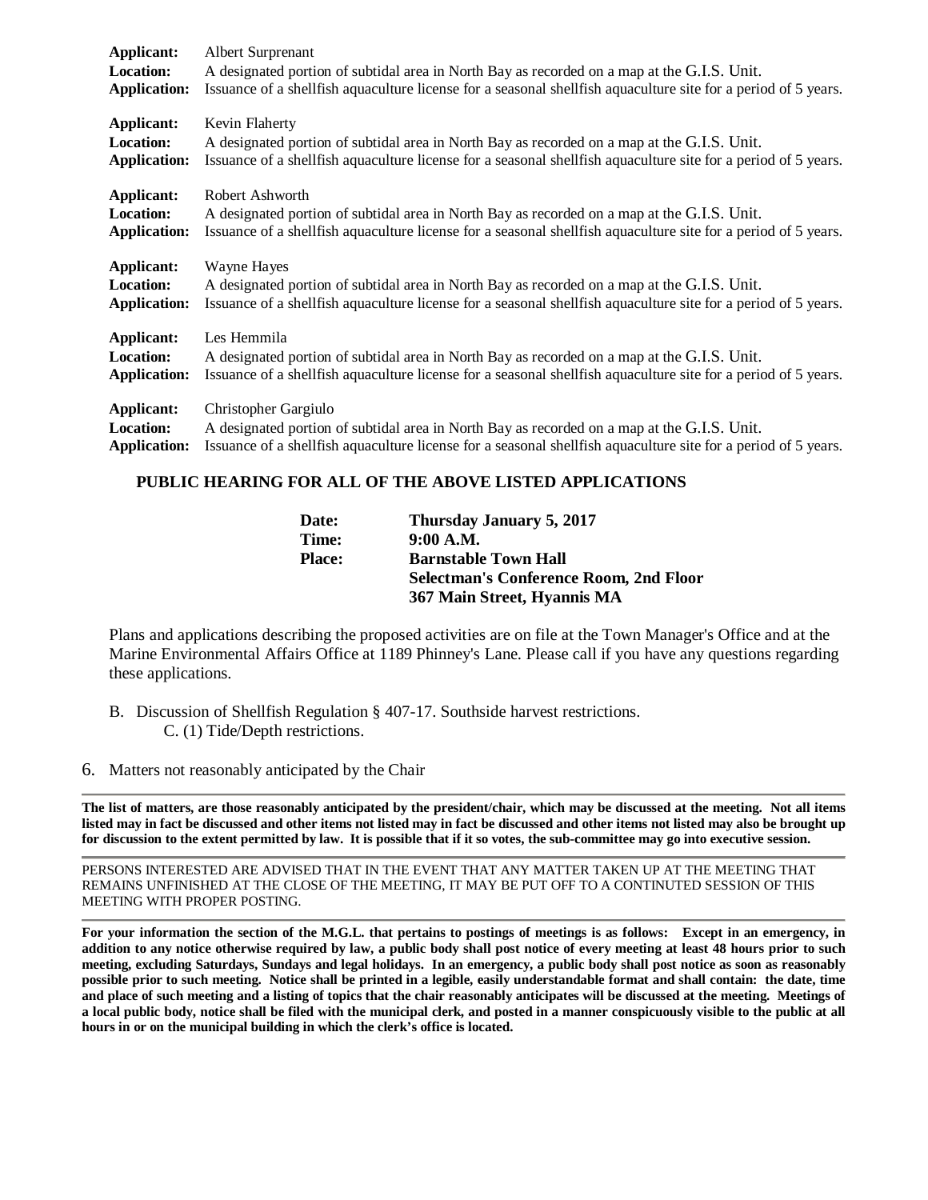**Applicant:** Albert Surprenant
**Location:** A designated portion of subtidal area in North Bay as recorded on a map at the G.I.S. Unit.
**Application:** Issuance of a shellfish aquaculture license for a seasonal shellfish aquaculture site for a period of 5 years.

**Applicant:** Kevin Flaherty
**Location:** A designated portion of subtidal area in North Bay as recorded on a map at the G.I.S. Unit.
**Application:** Issuance of a shellfish aquaculture license for a seasonal shellfish aquaculture site for a period of 5 years.

**Applicant:** Robert Ashworth
**Location:** A designated portion of subtidal area in North Bay as recorded on a map at the G.I.S. Unit.
**Application:** Issuance of a shellfish aquaculture license for a seasonal shellfish aquaculture site for a period of 5 years.

**Applicant:** Wayne Hayes
**Location:** A designated portion of subtidal area in North Bay as recorded on a map at the G.I.S. Unit.
**Application:** Issuance of a shellfish aquaculture license for a seasonal shellfish aquaculture site for a period of 5 years.

**Applicant:** Les Hemmila
**Location:** A designated portion of subtidal area in North Bay as recorded on a map at the G.I.S. Unit.
**Application:** Issuance of a shellfish aquaculture license for a seasonal shellfish aquaculture site for a period of 5 years.

**Applicant:** Christopher Gargiulo
**Location:** A designated portion of subtidal area in North Bay as recorded on a map at the G.I.S. Unit.
**Application:** Issuance of a shellfish aquaculture license for a seasonal shellfish aquaculture site for a period of 5 years.

**PUBLIC HEARING FOR ALL OF THE ABOVE LISTED APPLICATIONS**

**Date:** **Thursday January 5, 2017**
**Time:** **9:00 A.M.**
**Place:** **Barnstable Town Hall**
**Selectman's Conference Room, 2nd Floor**
**367 Main Street, Hyannis MA**

Plans and applications describing the proposed activities are on file at the Town Manager's Office and at the Marine Environmental Affairs Office at 1189 Phinney's Lane. Please call if you have any questions regarding these applications.

B. Discussion of Shellfish Regulation § 407-17. Southside harvest restrictions.
   C. (1) Tide/Depth restrictions.

6. Matters not reasonably anticipated by the Chair

---

**The list of matters, are those reasonably anticipated by the president/chair, which may be discussed at the meeting. Not all items listed may in fact be discussed and other items not listed may in fact be discussed and other items not listed may also be brought up for discussion to the extent permitted by law. It is possible that if it so votes, the sub-committee may go into executive session.**

---

PERSONS INTERESTED ARE ADVISED THAT IN THE EVENT THAT ANY MATTER TAKEN UP AT THE MEETING THAT REMAINS UNFINISHED AT THE CLOSE OF THE MEETING, IT MAY BE PUT OFF TO A CONTINUTED SESSION OF THIS MEETING WITH PROPER POSTING.

---

**For your information the section of the M.G.L. that pertains to postings of meetings is as follows: Except in an emergency, in addition to any notice otherwise required by law, a public body shall post notice of every meeting at least 48 hours prior to such meeting, excluding Saturdays, Sundays and legal holidays. In an emergency, a public body shall post notice as soon as reasonably possible prior to such meeting. Notice shall be printed in a legible, easily understandable format and shall contain: the date, time and place of such meeting and a listing of topics that the chair reasonably anticipates will be discussed at the meeting. Meetings of a local public body, notice shall be filed with the municipal clerk, and posted in a manner conspicuously visible to the public at all hours in or on the municipal building in which the clerk's office is located.**